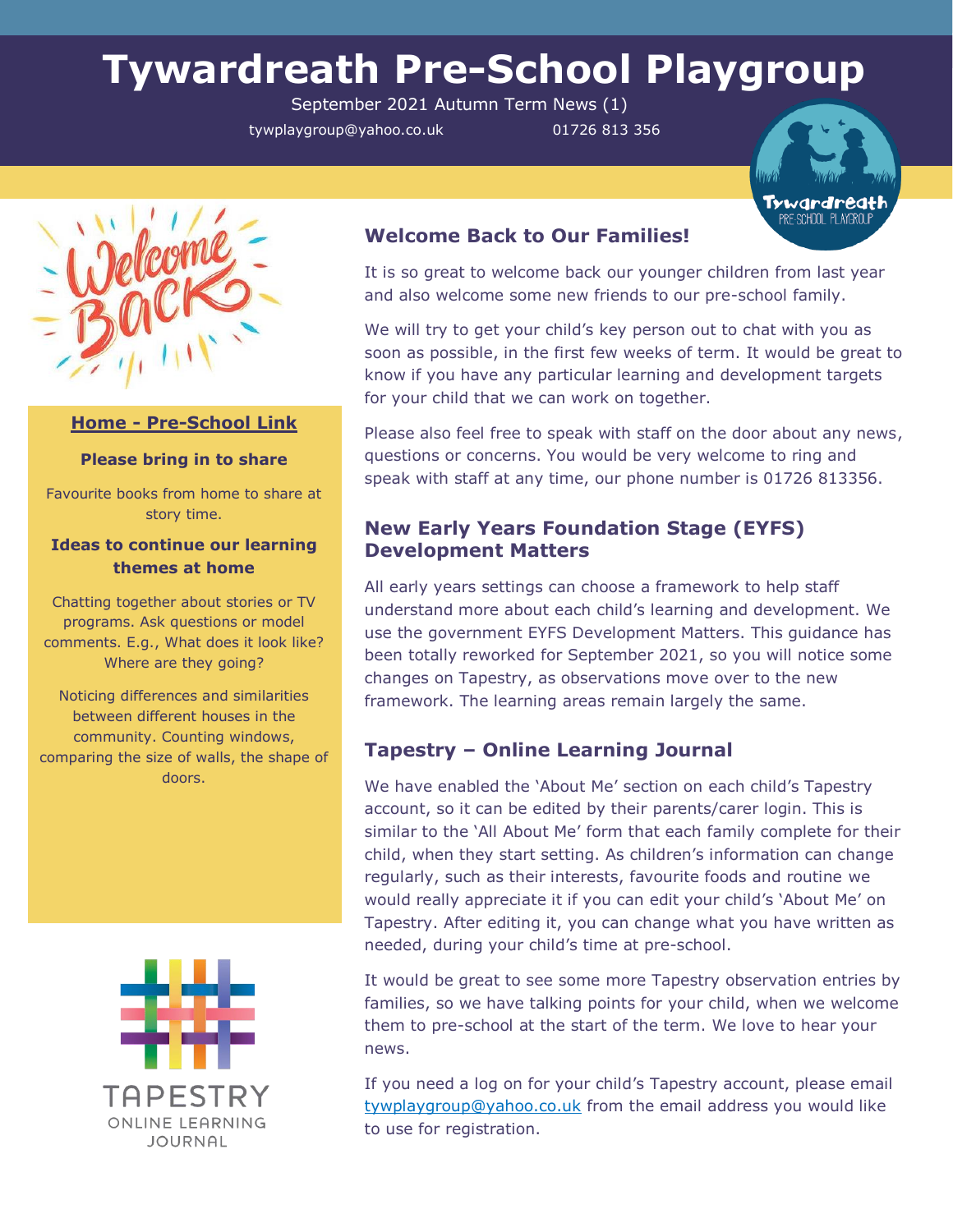# Tywardreath Pre-School Playgroup

September 2021 Autumn Term News (1)

tywplaygroup@yahoo.co.uk 01726 813 356

## Welcome Back to Our Families!

It is so great to welcome back our younger children from last year and also welcome some new friends to our pre-school family.

We will try to get your child's key person out to chat with you as soon as possible, in the first few weeks of term. It would be great to know if you have any particular learning and development targets for your child that we can work on together.

Please also feel free to speak with staff on the door about any news, questions or concerns. You would be very welcome to ring and speak with staff at any time, our phone number is 01726 813356.

## New Early Years Foundation Stage (EYFS) Development Matters

All early years settings can choose a framework to help staff understand more about each child's learning and development. We use the government EYFS Development Matters. This guidance has been totally reworked for September 2021, so you will notice some changes on Tapestry, as observations move over to the new framework. The learning areas remain largely the same.

## Tapestry – Online Learning Journal

We have enabled the 'About Me' section on each child's Tapestry account, so it can be edited by their parents/carer login. This is similar to the 'All About Me' form that each family complete for their child, when they start setting. As children's information can change regularly, such as their interests, favourite foods and routine we would really appreciate it if you can edit your child's 'About Me' on Tapestry. After editing it, you can change what you have written as needed, during your child's time at pre-school.

It would be great to see some more Tapestry observation entries by families, so we have talking points for your child, when we welcome them to pre-school at the start of the term. We love to hear your news.

If you need a log on for your child's Tapestry account, please email tywplaygroup@yahoo.co.uk from the email address you would like to use for registration.

## Home - Pre-School Link

**Please bring in to share**

Favourite books from home to share at story time.

**Ideas to continue our learning themes at home**

Chatting together about stories or TV programs. Ask questions or model comments. E.g., What does it look like? Where are they going?

Noticing differences and similarities between different houses in the community. Counting windows, comparing the size of walls, the shape of doors.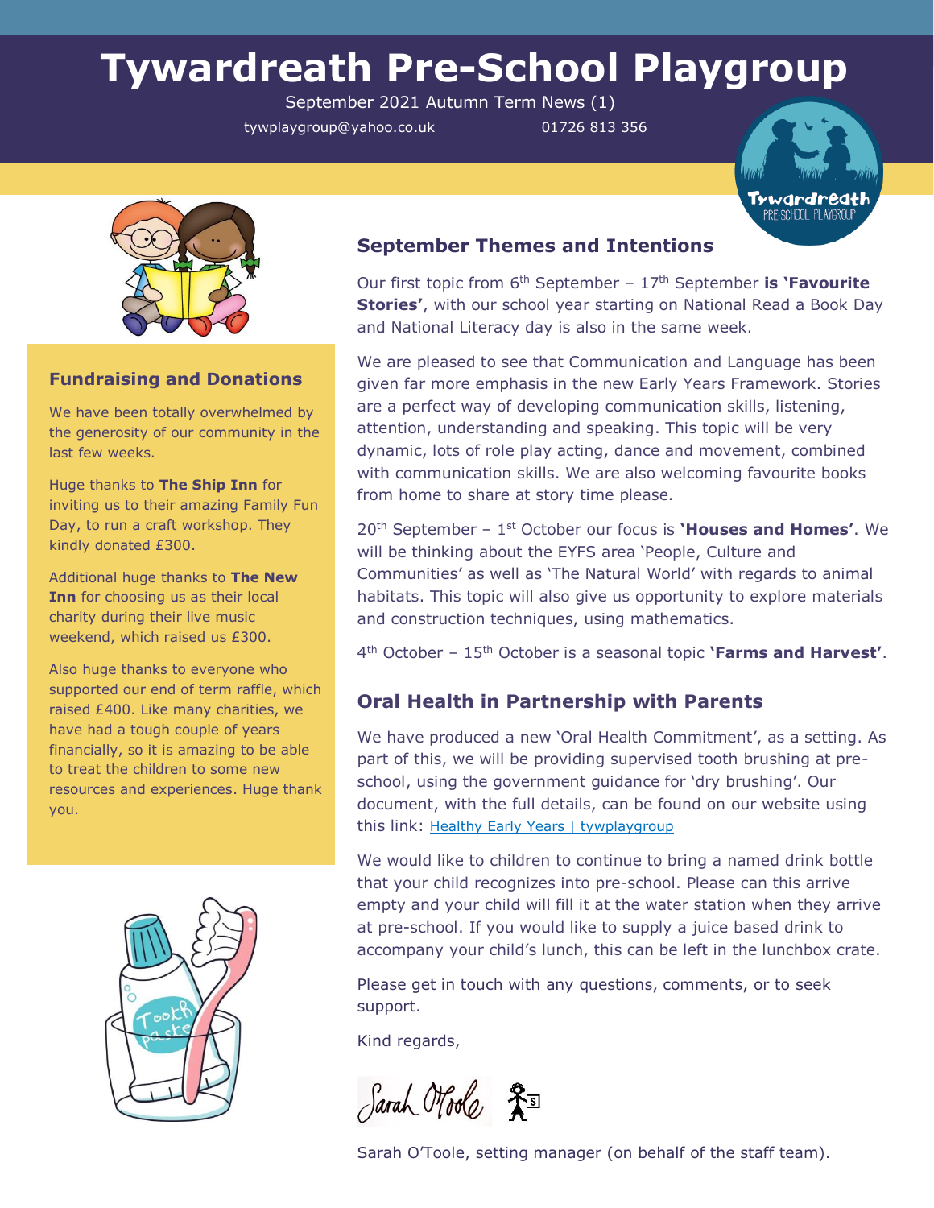# Tywardreath Pre-School Playgroup

September 2021 Autumn Term News (1)

tywplaygroup@yahoo.co.uk 01726 813 356

## Fundraising and Donations

We have been totally overwhelmed by the generosity of our community in the last few weeks.

Huge thanks to **The Ship Inn** for inviting us to their amazing Family Fun Day, to run a craft workshop. They kindly donated £300.

Additional huge thanks to **The New Inn** for choosing us as their local charity during their live music weekend, which raised us £300.

Also huge thanks to everyone who supported our end of term raffle, which raised £400. Like many charities, we have had a tough couple of years financially, so it is amazing to be able to treat the children to some new resources and experiences. Huge thank you.

## September Themes and Intentions

Our first topic from 6th September – 17th September **is 'Favourite Stories'**, with our school year starting on National Read a Book Day and National Literacy day is also in the same week.

We are pleased to see that Communication and Language has been given far more emphasis in the new Early Years Framework. Stories are a perfect way of developing communication skills, listening, attention, understanding and speaking. This topic will be very dynamic, lots of role play acting, dance and movement, combined with communication skills. We are also welcoming favourite books from home to share at story time please.

20th September – 1st October our focus is **'Houses and Homes'**. We will be thinking about the EYFS area 'People, Culture and Communities' as well as 'The Natural World' with regards to animal habitats. This topic will also give us opportunity to explore materials and construction techniques, using mathematics.

4th October – 15th October is a seasonal topic **'Farms and Harvest'**.

## Oral Health in Partnership with Parents

We have produced a new 'Oral Health Commitment', as a setting. As part of this, we will be providing supervised tooth brushing at pre-school, using the government guidance for 'dry brushing'. Our document, with the full details, can be found on our website using this link: [Healthy Early Years | tywplaygroup]

We would like to children to continue to bring a named drink bottle that your child recognizes into pre-school. Please can this arrive empty and your child will fill it at the water station when they arrive at pre-school. If you would like to supply a juice based drink to accompany your child's lunch, this can be left in the lunchbox crate.

Please get in touch with any questions, comments, or to seek support.

Kind regards,

Sarah O'Toole

Sarah O'Toole, setting manager (on behalf of the staff team).